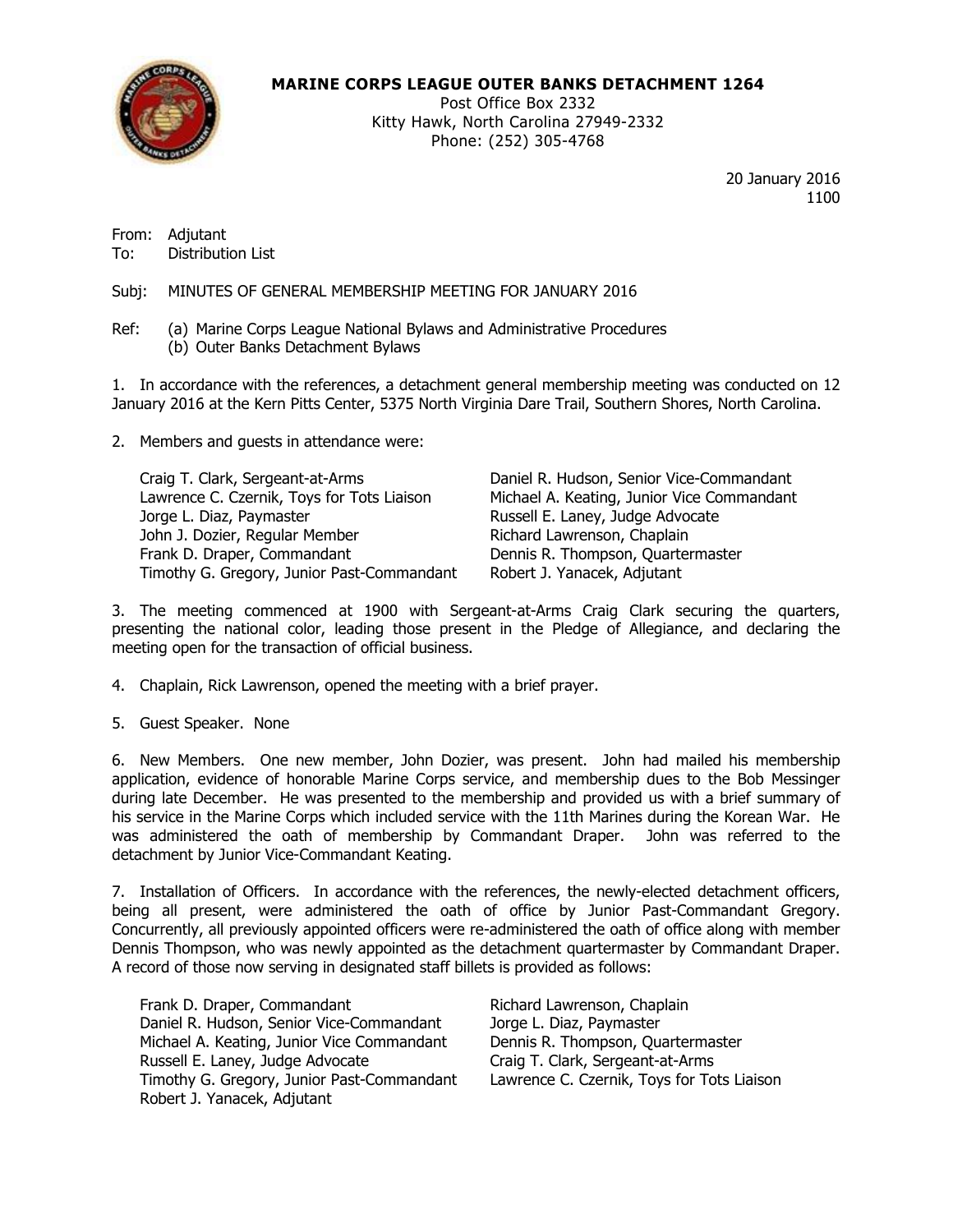**MARINE CORPS LEAGUE OUTER BANKS DETACHMENT 1264**
Post Office Box 2332
Kitty Hawk, North Carolina 27949-2332
Phone: (252) 305-4768

20 January 2016
1100

From: Adjutant
To: Distribution List

Subj: MINUTES OF GENERAL MEMBERSHIP MEETING FOR JANUARY 2016

Ref: (a) Marine Corps League National Bylaws and Administrative Procedures
(b) Outer Banks Detachment Bylaws

1. In accordance with the references, a detachment general membership meeting was conducted on 12 January 2016 at the Kern Pitts Center, 5375 North Virginia Dare Trail, Southern Shores, North Carolina.

2. Members and guests in attendance were:

Craig T. Clark, Sergeant-at-Arms
Lawrence C. Czernik, Toys for Tots Liaison
Jorge L. Diaz, Paymaster
John J. Dozier, Regular Member
Frank D. Draper, Commandant
Timothy G. Gregory, Junior Past-Commandant
Daniel R. Hudson, Senior Vice-Commandant
Michael A. Keating, Junior Vice Commandant
Russell E. Laney, Judge Advocate
Richard Lawrenson, Chaplain
Dennis R. Thompson, Quartermaster
Robert J. Yanacek, Adjutant

3. The meeting commenced at 1900 with Sergeant-at-Arms Craig Clark securing the quarters, presenting the national color, leading those present in the Pledge of Allegiance, and declaring the meeting open for the transaction of official business.

4. Chaplain, Rick Lawrenson, opened the meeting with a brief prayer.

5. Guest Speaker. None

6. New Members. One new member, John Dozier, was present. John had mailed his membership application, evidence of honorable Marine Corps service, and membership dues to the Bob Messinger during late December. He was presented to the membership and provided us with a brief summary of his service in the Marine Corps which included service with the 11th Marines during the Korean War. He was administered the oath of membership by Commandant Draper. John was referred to the detachment by Junior Vice-Commandant Keating.

7. Installation of Officers. In accordance with the references, the newly-elected detachment officers, being all present, were administered the oath of office by Junior Past-Commandant Gregory. Concurrently, all previously appointed officers were re-administered the oath of office along with member Dennis Thompson, who was newly appointed as the detachment quartermaster by Commandant Draper. A record of those now serving in designated staff billets is provided as follows:

Frank D. Draper, Commandant
Daniel R. Hudson, Senior Vice-Commandant
Michael A. Keating, Junior Vice Commandant
Russell E. Laney, Judge Advocate
Timothy G. Gregory, Junior Past-Commandant
Robert J. Yanacek, Adjutant
Richard Lawrenson, Chaplain
Jorge L. Diaz, Paymaster
Dennis R. Thompson, Quartermaster
Craig T. Clark, Sergeant-at-Arms
Lawrence C. Czernik, Toys for Tots Liaison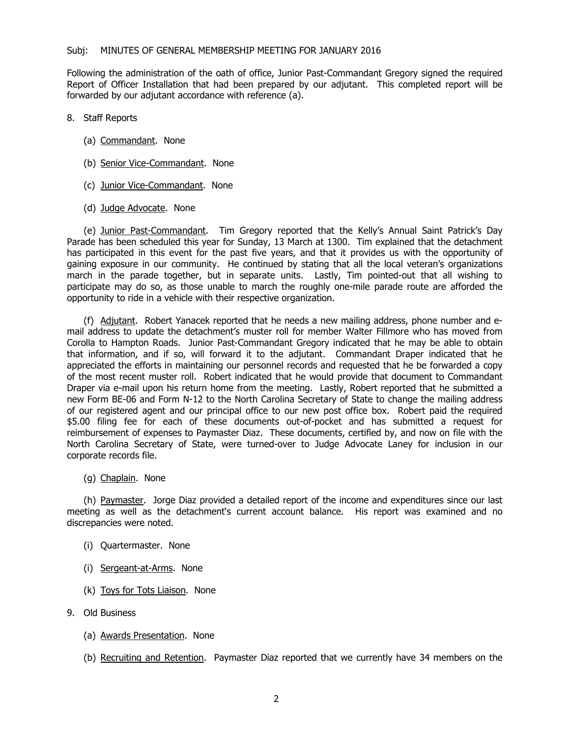Subj: MINUTES OF GENERAL MEMBERSHIP MEETING FOR JANUARY 2016

Following the administration of the oath of office, Junior Past-Commandant Gregory signed the required Report of Officer Installation that had been prepared by our adjutant. This completed report will be forwarded by our adjutant accordance with reference (a).

8. Staff Reports

   (a) Commandant. None

   (b) Senior Vice-Commandant. None

   (c) Junior Vice-Commandant. None

   (d) Judge Advocate. None

   (e) Junior Past-Commandant. Tim Gregory reported that the Kelly's Annual Saint Patrick's Day Parade has been scheduled this year for Sunday, 13 March at 1300. Tim explained that the detachment has participated in this event for the past five years, and that it provides us with the opportunity of gaining exposure in our community. He continued by stating that all the local veteran's organizations march in the parade together, but in separate units. Lastly, Tim pointed-out that all wishing to participate may do so, as those unable to march the roughly one-mile parade route are afforded the opportunity to ride in a vehicle with their respective organization.

   (f) Adjutant. Robert Yanacek reported that he needs a new mailing address, phone number and e-mail address to update the detachment's muster roll for member Walter Fillmore who has moved from Corolla to Hampton Roads. Junior Past-Commandant Gregory indicated that he may be able to obtain that information, and if so, will forward it to the adjutant. Commandant Draper indicated that he appreciated the efforts in maintaining our personnel records and requested that he be forwarded a copy of the most recent muster roll. Robert indicated that he would provide that document to Commandant Draper via e-mail upon his return home from the meeting. Lastly, Robert reported that he submitted a new Form BE-06 and Form N-12 to the North Carolina Secretary of State to change the mailing address of our registered agent and our principal office to our new post office box. Robert paid the required $5.00 filing fee for each of these documents out-of-pocket and has submitted a request for reimbursement of expenses to Paymaster Diaz. These documents, certified by, and now on file with the North Carolina Secretary of State, were turned-over to Judge Advocate Laney for inclusion in our corporate records file.

   (g) Chaplain. None

   (h) Paymaster. Jorge Diaz provided a detailed report of the income and expenditures since our last meeting as well as the detachment's current account balance. His report was examined and no discrepancies were noted.

   (i) Quartermaster. None

   (i) Sergeant-at-Arms. None

   (k) Toys for Tots Liaison. None

9. Old Business

   (a) Awards Presentation. None

   (b) Recruiting and Retention. Paymaster Diaz reported that we currently have 34 members on the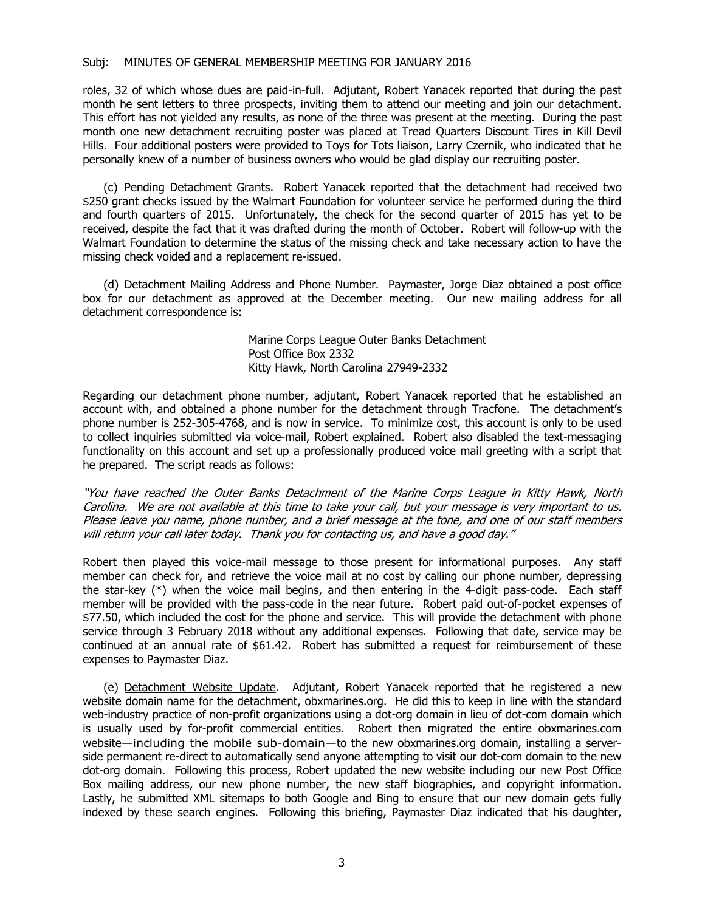roles, 32 of which whose dues are paid-in-full. Adjutant, Robert Yanacek reported that during the past month he sent letters to three prospects, inviting them to attend our meeting and join our detachment. This effort has not yielded any results, as none of the three was present at the meeting. During the past month one new detachment recruiting poster was placed at Tread Quarters Discount Tires in Kill Devil Hills. Four additional posters were provided to Toys for Tots liaison, Larry Czernik, who indicated that he personally knew of a number of business owners who would be glad display our recruiting poster.

(c) Pending Detachment Grants. Robert Yanacek reported that the detachment had received two $250 grant checks issued by the Walmart Foundation for volunteer service he performed during the third and fourth quarters of 2015. Unfortunately, the check for the second quarter of 2015 has yet to be received, despite the fact that it was drafted during the month of October. Robert will follow-up with the Walmart Foundation to determine the status of the missing check and take necessary action to have the missing check voided and a replacement re-issued.

(d) Detachment Mailing Address and Phone Number. Paymaster, Jorge Diaz obtained a post office box for our detachment as approved at the December meeting. Our new mailing address for all detachment correspondence is:

> Marine Corps League Outer Banks Detachment
> Post Office Box 2332
> Kitty Hawk, North Carolina 27949-2332

Regarding our detachment phone number, adjutant, Robert Yanacek reported that he established an account with, and obtained a phone number for the detachment through Tracfone. The detachment's phone number is 252-305-4768, and is now in service. To minimize cost, this account is only to be used to collect inquiries submitted via voice-mail, Robert explained. Robert also disabled the text-messaging functionality on this account and set up a professionally produced voice mail greeting with a script that he prepared. The script reads as follows:

*"You have reached the Outer Banks Detachment of the Marine Corps League in Kitty Hawk, North Carolina. We are not available at this time to take your call, but your message is very important to us. Please leave you name, phone number, and a brief message at the tone, and one of our staff members will return your call later today. Thank you for contacting us, and have a good day."*

Robert then played this voice-mail message to those present for informational purposes. Any staff member can check for, and retrieve the voice mail at no cost by calling our phone number, depressing the star-key (*) when the voice mail begins, and then entering in the 4-digit pass-code. Each staff member will be provided with the pass-code in the near future. Robert paid out-of-pocket expenses of $77.50, which included the cost for the phone and service. This will provide the detachment with phone service through 3 February 2018 without any additional expenses. Following that date, service may be continued at an annual rate of $61.42. Robert has submitted a request for reimbursement of these expenses to Paymaster Diaz.

(e) Detachment Website Update. Adjutant, Robert Yanacek reported that he registered a new website domain name for the detachment, obxmarines.org. He did this to keep in line with the standard web-industry practice of non-profit organizations using a dot-org domain in lieu of dot-com domain which is usually used by for-profit commercial entities. Robert then migrated the entire obxmarines.com website—including the mobile sub-domain—to the new obxmarines.org domain, installing a server-side permanent re-direct to automatically send anyone attempting to visit our dot-com domain to the new dot-org domain. Following this process, Robert updated the new website including our new Post Office Box mailing address, our new phone number, the new staff biographies, and copyright information. Lastly, he submitted XML sitemaps to both Google and Bing to ensure that our new domain gets fully indexed by these search engines. Following this briefing, Paymaster Diaz indicated that his daughter,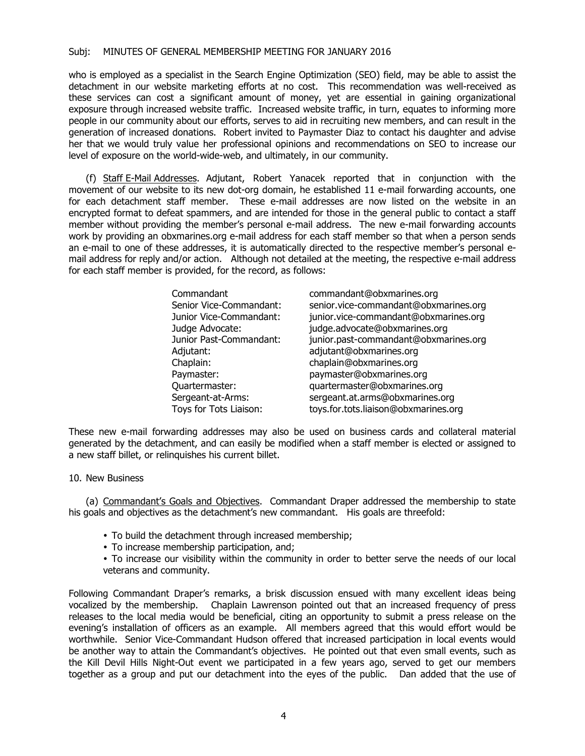who is employed as a specialist in the Search Engine Optimization (SEO) field, may be able to assist the detachment in our website marketing efforts at no cost. This recommendation was well-received as these services can cost a significant amount of money, yet are essential in gaining organizational exposure through increased website traffic. Increased website traffic, in turn, equates to informing more people in our community about our efforts, serves to aid in recruiting new members, and can result in the generation of increased donations. Robert invited to Paymaster Diaz to contact his daughter and advise her that we would truly value her professional opinions and recommendations on SEO to increase our level of exposure on the world-wide-web, and ultimately, in our community.

(f) Staff E-Mail Addresses. Adjutant, Robert Yanacek reported that in conjunction with the movement of our website to its new dot-org domain, he established 11 e-mail forwarding accounts, one for each detachment staff member. These e-mail addresses are now listed on the website in an encrypted format to defeat spammers, and are intended for those in the general public to contact a staff member without providing the member's personal e-mail address. The new e-mail forwarding accounts work by providing an obxmarines.org e-mail address for each staff member so that when a person sends an e-mail to one of these addresses, it is automatically directed to the respective member's personal e-mail address for reply and/or action. Although not detailed at the meeting, the respective e-mail address for each staff member is provided, for the record, as follows:

| | |
|---|---|
| Commandant | commandant@obxmarines.org |
| Senior Vice-Commandant: | senior.vice-commandant@obxmarines.org |
| Junior Vice-Commandant: | junior.vice-commandant@obxmarines.org |
| Judge Advocate: | judge.advocate@obxmarines.org |
| Junior Past-Commandant: | junior.past-commandant@obxmarines.org |
| Adjutant: | adjutant@obxmarines.org |
| Chaplain: | chaplain@obxmarines.org |
| Paymaster: | paymaster@obxmarines.org |
| Quartermaster: | quartermaster@obxmarines.org |
| Sergeant-at-Arms: | sergeant.at.arms@obxmarines.org |
| Toys for Tots Liaison: | toys.for.tots.liaison@obxmarines.org |

These new e-mail forwarding addresses may also be used on business cards and collateral material generated by the detachment, and can easily be modified when a staff member is elected or assigned to a new staff billet, or relinquishes his current billet.

10. New Business

(a) Commandant's Goals and Objectives. Commandant Draper addressed the membership to state his goals and objectives as the detachment's new commandant. His goals are threefold:

- To build the detachment through increased membership;
- To increase membership participation, and;
- To increase our visibility within the community in order to better serve the needs of our local veterans and community.

Following Commandant Draper's remarks, a brisk discussion ensued with many excellent ideas being vocalized by the membership. Chaplain Lawrenson pointed out that an increased frequency of press releases to the local media would be beneficial, citing an opportunity to submit a press release on the evening's installation of officers as an example. All members agreed that this would effort would be worthwhile. Senior Vice-Commandant Hudson offered that increased participation in local events would be another way to attain the Commandant's objectives. He pointed out that even small events, such as the Kill Devil Hills Night-Out event we participated in a few years ago, served to get our members together as a group and put our detachment into the eyes of the public. Dan added that the use of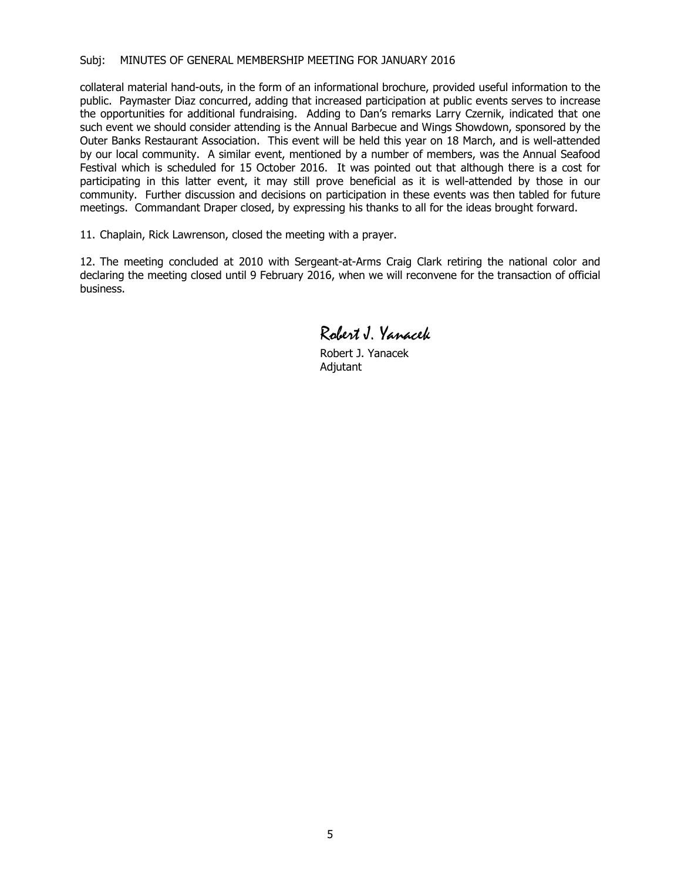collateral material hand-outs, in the form of an informational brochure, provided useful information to the public. Paymaster Diaz concurred, adding that increased participation at public events serves to increase the opportunities for additional fundraising. Adding to Dan's remarks Larry Czernik, indicated that one such event we should consider attending is the Annual Barbecue and Wings Showdown, sponsored by the Outer Banks Restaurant Association. This event will be held this year on 18 March, and is well-attended by our local community. A similar event, mentioned by a number of members, was the Annual Seafood Festival which is scheduled for 15 October 2016. It was pointed out that although there is a cost for participating in this latter event, it may still prove beneficial as it is well-attended by those in our community. Further discussion and decisions on participation in these events was then tabled for future meetings. Commandant Draper closed, by expressing his thanks to all for the ideas brought forward.

11. Chaplain, Rick Lawrenson, closed the meeting with a prayer.

12. The meeting concluded at 2010 with Sergeant-at-Arms Craig Clark retiring the national color and declaring the meeting closed until 9 February 2016, when we will reconvene for the transaction of official business.

*Robert J. Yanacek*

Robert J. Yanacek
Adjutant